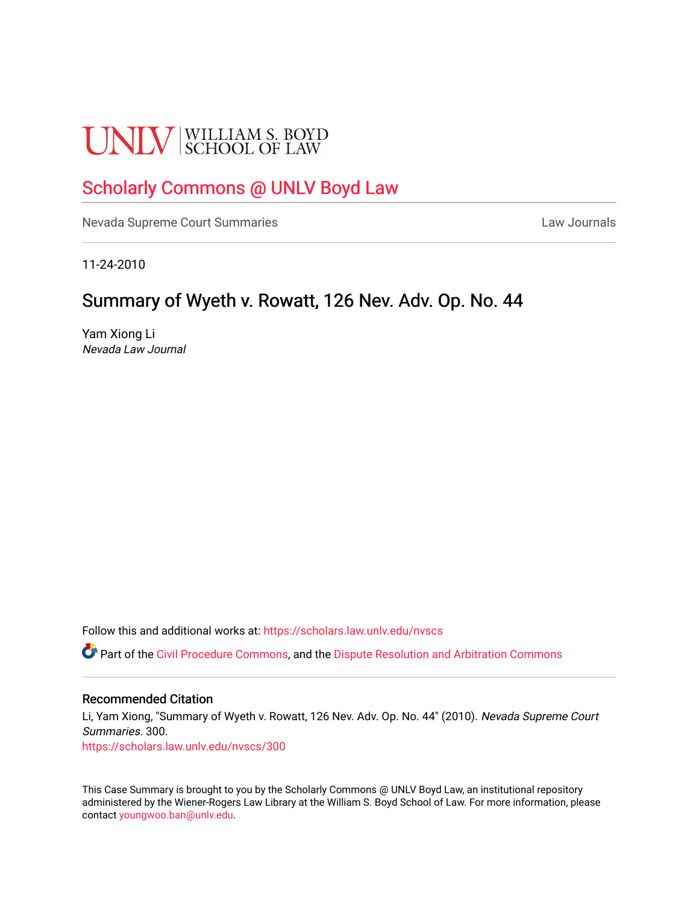UNLV | WILLIAM S. BOYD SCHOOL OF LAW

# Scholarly Commons @ UNLV Boyd Law

Nevada Supreme Court Summaries | Law Journals

11-24-2010

## Summary of Wyeth v. Rowatt, 126 Nev. Adv. Op. No. 44

Yam Xiong Li
*Nevada Law Journal*

Follow this and additional works at: https://scholars.law.unlv.edu/nvscs

Part of the Civil Procedure Commons, and the Dispute Resolution and Arbitration Commons

### Recommended Citation

Li, Yam Xiong, "Summary of Wyeth v. Rowatt, 126 Nev. Adv. Op. No. 44" (2010). *Nevada Supreme Court Summaries*. 300.
https://scholars.law.unlv.edu/nvscs/300

This Case Summary is brought to you by the Scholarly Commons @ UNLV Boyd Law, an institutional repository administered by the Wiener-Rogers Law Library at the William S. Boyd School of Law. For more information, please contact youngwoo.ban@unlv.edu.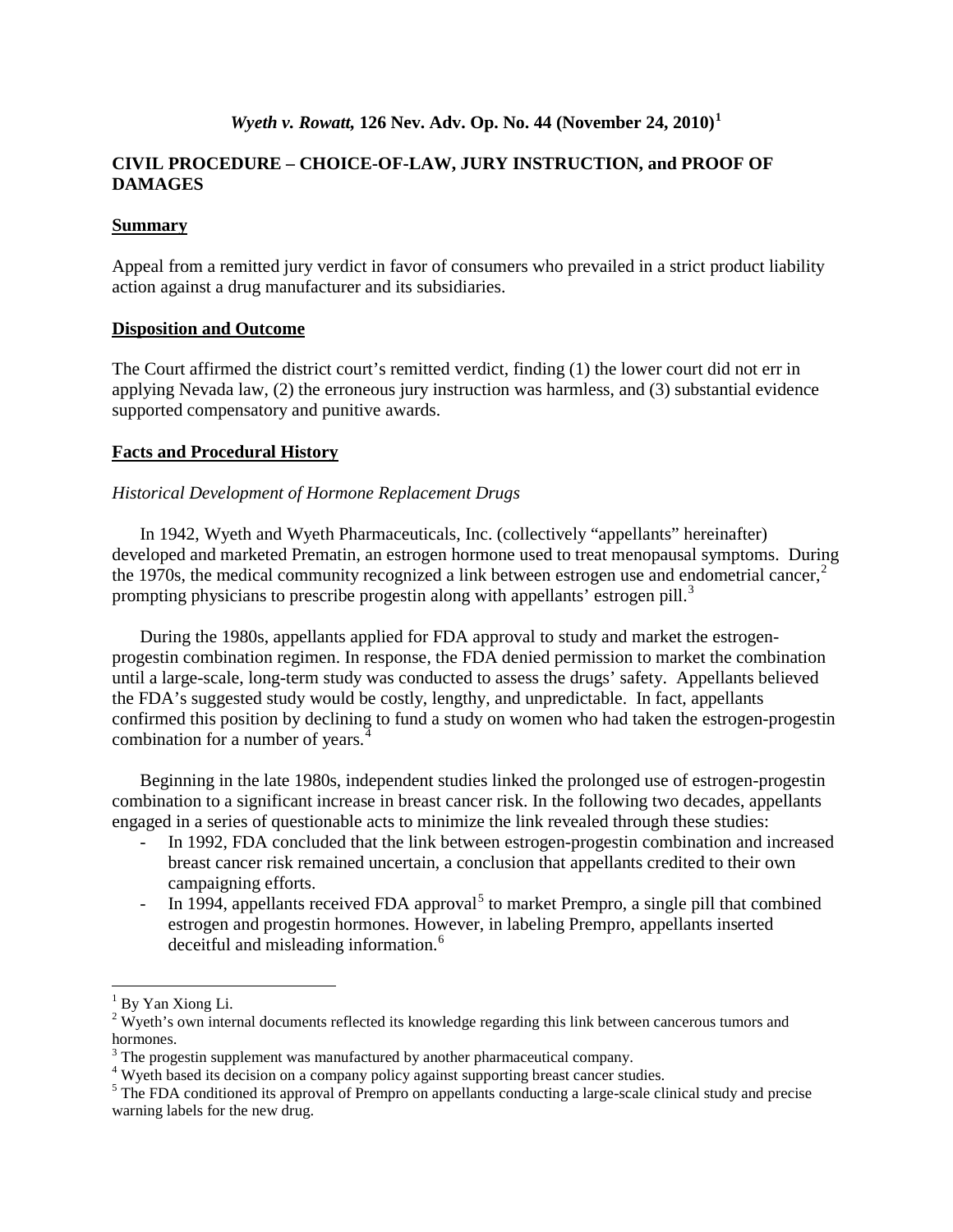***Wyeth v. Rowatt,* 126 Nev. Adv. Op. No. 44 (November 24, 2010)**[1]

**CIVIL PROCEDURE – CHOICE-OF-LAW, JURY INSTRUCTION, and PROOF OF DAMAGES**

**Summary**

Appeal from a remitted jury verdict in favor of consumers who prevailed in a strict product liability action against a drug manufacturer and its subsidiaries.

**Disposition and Outcome**

The Court affirmed the district court's remitted verdict, finding (1) the lower court did not err in applying Nevada law, (2) the erroneous jury instruction was harmless, and (3) substantial evidence supported compensatory and punitive awards.

**Facts and Procedural History**

*Historical Development of Hormone Replacement Drugs*

In 1942, Wyeth and Wyeth Pharmaceuticals, Inc. (collectively "appellants" hereinafter) developed and marketed Prematin, an estrogen hormone used to treat menopausal symptoms. During the 1970s, the medical community recognized a link between estrogen use and endometrial cancer,[2] prompting physicians to prescribe progestin along with appellants' estrogen pill.[3]

During the 1980s, appellants applied for FDA approval to study and market the estrogen-progestin combination regimen. In response, the FDA denied permission to market the combination until a large-scale, long-term study was conducted to assess the drugs' safety. Appellants believed the FDA's suggested study would be costly, lengthy, and unpredictable. In fact, appellants confirmed this position by declining to fund a study on women who had taken the estrogen-progestin combination for a number of years.[4]

Beginning in the late 1980s, independent studies linked the prolonged use of estrogen-progestin combination to a significant increase in breast cancer risk. In the following two decades, appellants engaged in a series of questionable acts to minimize the link revealed through these studies:

- In 1992, FDA concluded that the link between estrogen-progestin combination and increased breast cancer risk remained uncertain, a conclusion that appellants credited to their own campaigning efforts.
- In 1994, appellants received FDA approval[5] to market Prempro, a single pill that combined estrogen and progestin hormones. However, in labeling Prempro, appellants inserted deceitful and misleading information.[6]

---

[1] By Yan Xiong Li.

[2] Wyeth's own internal documents reflected its knowledge regarding this link between cancerous tumors and hormones.

[3] The progestin supplement was manufactured by another pharmaceutical company.

[4] Wyeth based its decision on a company policy against supporting breast cancer studies.

[5] The FDA conditioned its approval of Prempro on appellants conducting a large-scale clinical study and precise warning labels for the new drug.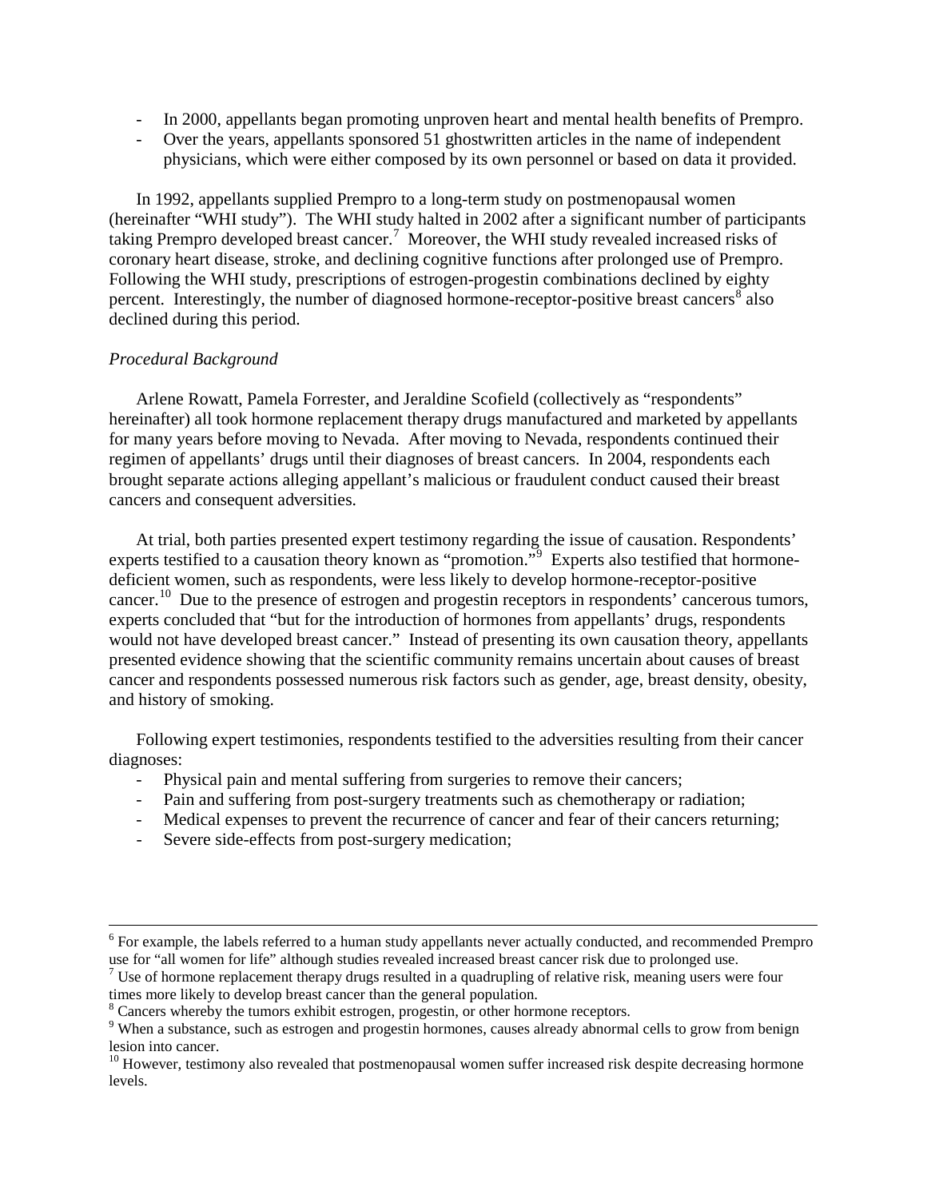- In 2000, appellants began promoting unproven heart and mental health benefits of Prempro.
- Over the years, appellants sponsored 51 ghostwritten articles in the name of independent physicians, which were either composed by its own personnel or based on data it provided.

In 1992, appellants supplied Prempro to a long-term study on postmenopausal women (hereinafter "WHI study"). The WHI study halted in 2002 after a significant number of participants taking Prempro developed breast cancer.[7] Moreover, the WHI study revealed increased risks of coronary heart disease, stroke, and declining cognitive functions after prolonged use of Prempro. Following the WHI study, prescriptions of estrogen-progestin combinations declined by eighty percent. Interestingly, the number of diagnosed hormone-receptor-positive breast cancers[8] also declined during this period.

*Procedural Background*

Arlene Rowatt, Pamela Forrester, and Jeraldine Scofield (collectively as "respondents" hereinafter) all took hormone replacement therapy drugs manufactured and marketed by appellants for many years before moving to Nevada. After moving to Nevada, respondents continued their regimen of appellants' drugs until their diagnoses of breast cancers. In 2004, respondents each brought separate actions alleging appellant's malicious or fraudulent conduct caused their breast cancers and consequent adversities.

At trial, both parties presented expert testimony regarding the issue of causation. Respondents' experts testified to a causation theory known as "promotion."[9] Experts also testified that hormone-deficient women, such as respondents, were less likely to develop hormone-receptor-positive cancer.[10] Due to the presence of estrogen and progestin receptors in respondents' cancerous tumors, experts concluded that "but for the introduction of hormones from appellants' drugs, respondents would not have developed breast cancer." Instead of presenting its own causation theory, appellants presented evidence showing that the scientific community remains uncertain about causes of breast cancer and respondents possessed numerous risk factors such as gender, age, breast density, obesity, and history of smoking.

Following expert testimonies, respondents testified to the adversities resulting from their cancer diagnoses:

- Physical pain and mental suffering from surgeries to remove their cancers;
- Pain and suffering from post-surgery treatments such as chemotherapy or radiation;
- Medical expenses to prevent the recurrence of cancer and fear of their cancers returning;
- Severe side-effects from post-surgery medication;

---

[6] For example, the labels referred to a human study appellants never actually conducted, and recommended Prempro use for "all women for life" although studies revealed increased breast cancer risk due to prolonged use.

[7] Use of hormone replacement therapy drugs resulted in a quadrupling of relative risk, meaning users were four times more likely to develop breast cancer than the general population.

[8] Cancers whereby the tumors exhibit estrogen, progestin, or other hormone receptors.

[9] When a substance, such as estrogen and progestin hormones, causes already abnormal cells to grow from benign lesion into cancer.

[10] However, testimony also revealed that postmenopausal women suffer increased risk despite decreasing hormone levels.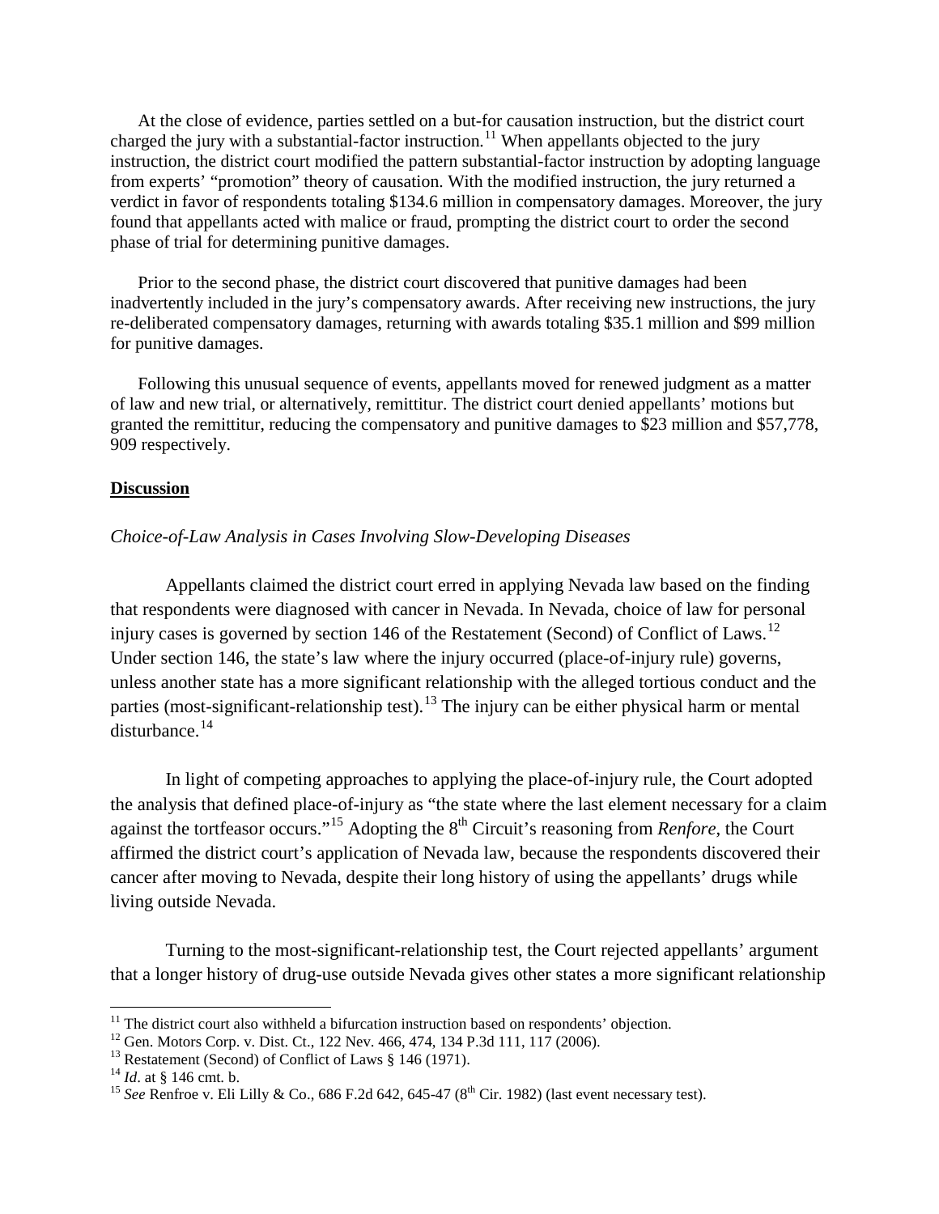At the close of evidence, parties settled on a but-for causation instruction, but the district court charged the jury with a substantial-factor instruction.[11] When appellants objected to the jury instruction, the district court modified the pattern substantial-factor instruction by adopting language from experts' "promotion" theory of causation. With the modified instruction, the jury returned a verdict in favor of respondents totaling \$134.6 million in compensatory damages. Moreover, the jury found that appellants acted with malice or fraud, prompting the district court to order the second phase of trial for determining punitive damages.

Prior to the second phase, the district court discovered that punitive damages had been inadvertently included in the jury's compensatory awards. After receiving new instructions, the jury re-deliberated compensatory damages, returning with awards totaling \$35.1 million and \$99 million for punitive damages.

Following this unusual sequence of events, appellants moved for renewed judgment as a matter of law and new trial, or alternatively, remittitur. The district court denied appellants' motions but granted the remittitur, reducing the compensatory and punitive damages to \$23 million and \$57,778, 909 respectively.

## **Discussion**

### *Choice-of-Law Analysis in Cases Involving Slow-Developing Diseases*

Appellants claimed the district court erred in applying Nevada law based on the finding that respondents were diagnosed with cancer in Nevada. In Nevada, choice of law for personal injury cases is governed by section 146 of the Restatement (Second) of Conflict of Laws.[12] Under section 146, the state's law where the injury occurred (place-of-injury rule) governs, unless another state has a more significant relationship with the alleged tortious conduct and the parties (most-significant-relationship test).[13] The injury can be either physical harm or mental disturbance.[14]

In light of competing approaches to applying the place-of-injury rule, the Court adopted the analysis that defined place-of-injury as "the state where the last element necessary for a claim against the tortfeasor occurs."[15] Adopting the 8th Circuit's reasoning from *Renfore*, the Court affirmed the district court's application of Nevada law, because the respondents discovered their cancer after moving to Nevada, despite their long history of using the appellants' drugs while living outside Nevada.

Turning to the most-significant-relationship test, the Court rejected appellants' argument that a longer history of drug-use outside Nevada gives other states a more significant relationship

---

[11] The district court also withheld a bifurcation instruction based on respondents' objection.

[12] Gen. Motors Corp. v. Dist. Ct., 122 Nev. 466, 474, 134 P.3d 111, 117 (2006).

[13] Restatement (Second) of Conflict of Laws § 146 (1971).

[14] *Id*. at § 146 cmt. b.

[15] *See* Renfroe v. Eli Lilly & Co., 686 F.2d 642, 645-47 (8th Cir. 1982) (last event necessary test).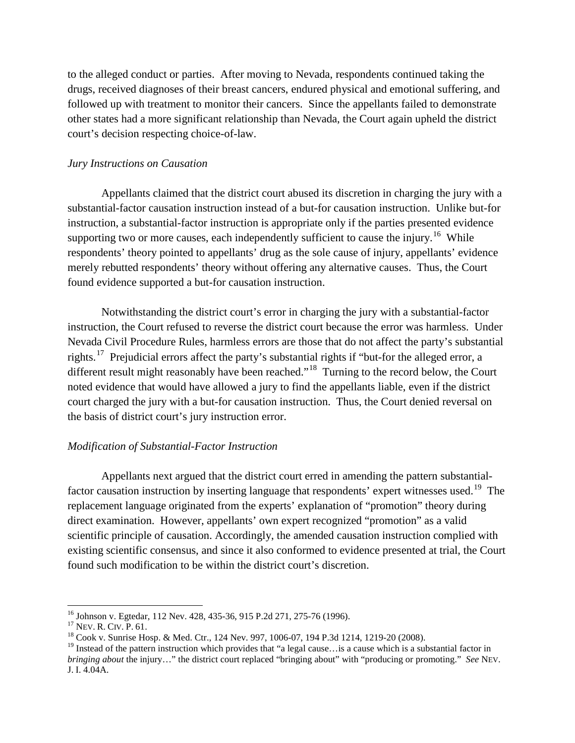to the alleged conduct or parties. After moving to Nevada, respondents continued taking the drugs, received diagnoses of their breast cancers, endured physical and emotional suffering, and followed up with treatment to monitor their cancers. Since the appellants failed to demonstrate other states had a more significant relationship than Nevada, the Court again upheld the district court's decision respecting choice-of-law.

*Jury Instructions on Causation*

Appellants claimed that the district court abused its discretion in charging the jury with a substantial-factor causation instruction instead of a but-for causation instruction. Unlike but-for instruction, a substantial-factor instruction is appropriate only if the parties presented evidence supporting two or more causes, each independently sufficient to cause the injury.[16] While respondents' theory pointed to appellants' drug as the sole cause of injury, appellants' evidence merely rebutted respondents' theory without offering any alternative causes. Thus, the Court found evidence supported a but-for causation instruction.

Notwithstanding the district court's error in charging the jury with a substantial-factor instruction, the Court refused to reverse the district court because the error was harmless. Under Nevada Civil Procedure Rules, harmless errors are those that do not affect the party's substantial rights.[17] Prejudicial errors affect the party's substantial rights if "but-for the alleged error, a different result might reasonably have been reached."[18] Turning to the record below, the Court noted evidence that would have allowed a jury to find the appellants liable, even if the district court charged the jury with a but-for causation instruction. Thus, the Court denied reversal on the basis of district court's jury instruction error.

*Modification of Substantial-Factor Instruction*

Appellants next argued that the district court erred in amending the pattern substantial-factor causation instruction by inserting language that respondents' expert witnesses used.[19] The replacement language originated from the experts' explanation of "promotion" theory during direct examination. However, appellants' own expert recognized "promotion" as a valid scientific principle of causation. Accordingly, the amended causation instruction complied with existing scientific consensus, and since it also conformed to evidence presented at trial, the Court found such modification to be within the district court's discretion.

---

[16] Johnson v. Egtedar, 112 Nev. 428, 435-36, 915 P.2d 271, 275-76 (1996).

[17] NEV. R. CIV. P. 61.

[18] Cook v. Sunrise Hosp. & Med. Ctr., 124 Nev. 997, 1006-07, 194 P.3d 1214, 1219-20 (2008).

[19] Instead of the pattern instruction which provides that "a legal cause…is a cause which is a substantial factor in *bringing about* the injury…" the district court replaced "bringing about" with "producing or promoting." *See* NEV. J. I. 4.04A.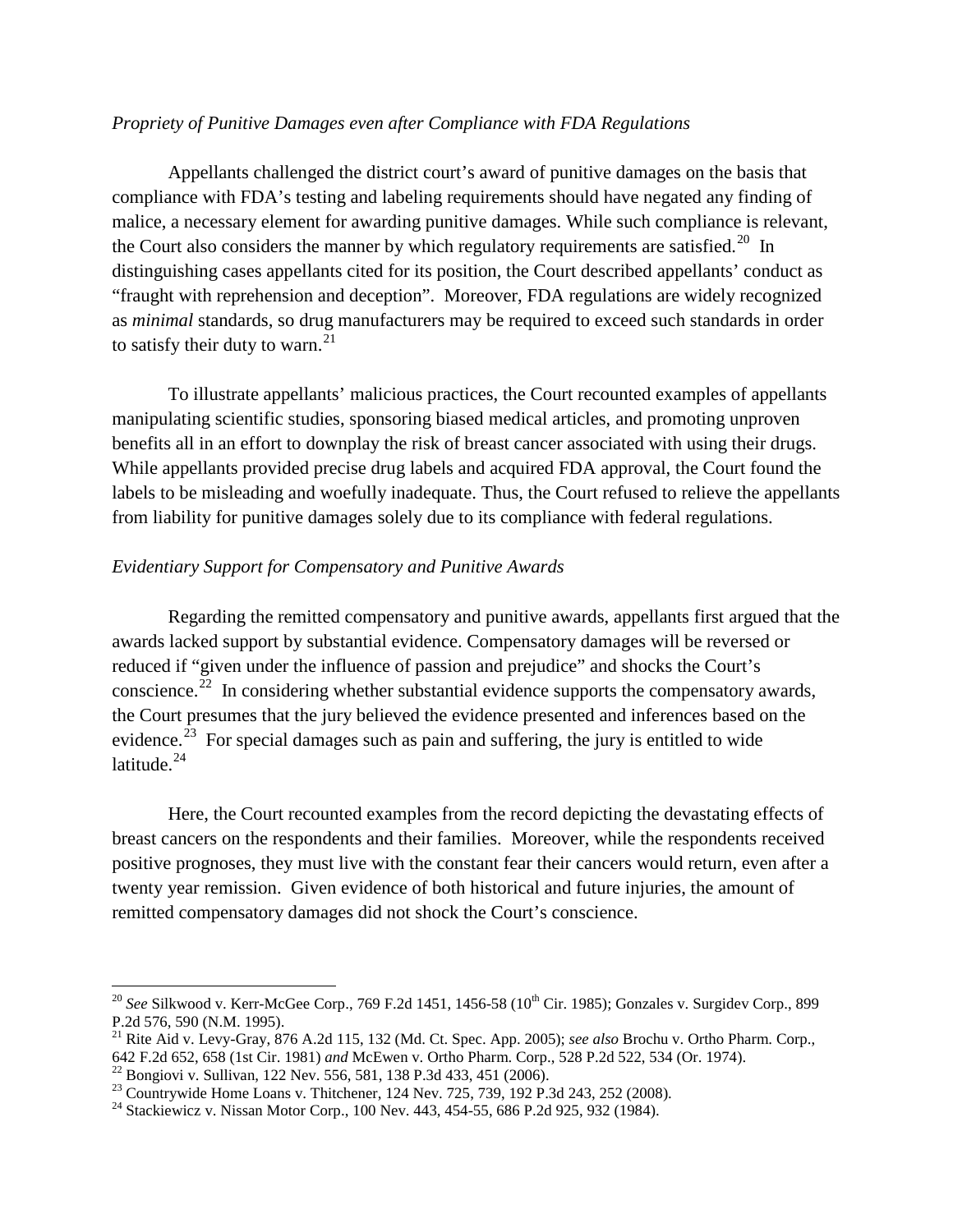*Propriety of Punitive Damages even after Compliance with FDA Regulations*

Appellants challenged the district court's award of punitive damages on the basis that compliance with FDA's testing and labeling requirements should have negated any finding of malice, a necessary element for awarding punitive damages. While such compliance is relevant, the Court also considers the manner by which regulatory requirements are satisfied.[20] In distinguishing cases appellants cited for its position, the Court described appellants' conduct as "fraught with reprehension and deception". Moreover, FDA regulations are widely recognized as *minimal* standards, so drug manufacturers may be required to exceed such standards in order to satisfy their duty to warn.[21]

To illustrate appellants' malicious practices, the Court recounted examples of appellants manipulating scientific studies, sponsoring biased medical articles, and promoting unproven benefits all in an effort to downplay the risk of breast cancer associated with using their drugs. While appellants provided precise drug labels and acquired FDA approval, the Court found the labels to be misleading and woefully inadequate. Thus, the Court refused to relieve the appellants from liability for punitive damages solely due to its compliance with federal regulations.

*Evidentiary Support for Compensatory and Punitive Awards*

Regarding the remitted compensatory and punitive awards, appellants first argued that the awards lacked support by substantial evidence. Compensatory damages will be reversed or reduced if "given under the influence of passion and prejudice" and shocks the Court's conscience.[22] In considering whether substantial evidence supports the compensatory awards, the Court presumes that the jury believed the evidence presented and inferences based on the evidence.[23] For special damages such as pain and suffering, the jury is entitled to wide latitude.[24]

Here, the Court recounted examples from the record depicting the devastating effects of breast cancers on the respondents and their families. Moreover, while the respondents received positive prognoses, they must live with the constant fear their cancers would return, even after a twenty year remission. Given evidence of both historical and future injuries, the amount of remitted compensatory damages did not shock the Court's conscience.

---

[20] *See* Silkwood v. Kerr-McGee Corp., 769 F.2d 1451, 1456-58 (10th Cir. 1985); Gonzales v. Surgidev Corp., 899 P.2d 576, 590 (N.M. 1995).

[21] Rite Aid v. Levy-Gray, 876 A.2d 115, 132 (Md. Ct. Spec. App. 2005); *see also* Brochu v. Ortho Pharm. Corp., 642 F.2d 652, 658 (1st Cir. 1981) *and* McEwen v. Ortho Pharm. Corp., 528 P.2d 522, 534 (Or. 1974).

[22] Bongiovi v. Sullivan, 122 Nev. 556, 581, 138 P.3d 433, 451 (2006).

[23] Countrywide Home Loans v. Thitchener, 124 Nev. 725, 739, 192 P.3d 243, 252 (2008).

[24] Stackiewicz v. Nissan Motor Corp., 100 Nev. 443, 454-55, 686 P.2d 925, 932 (1984).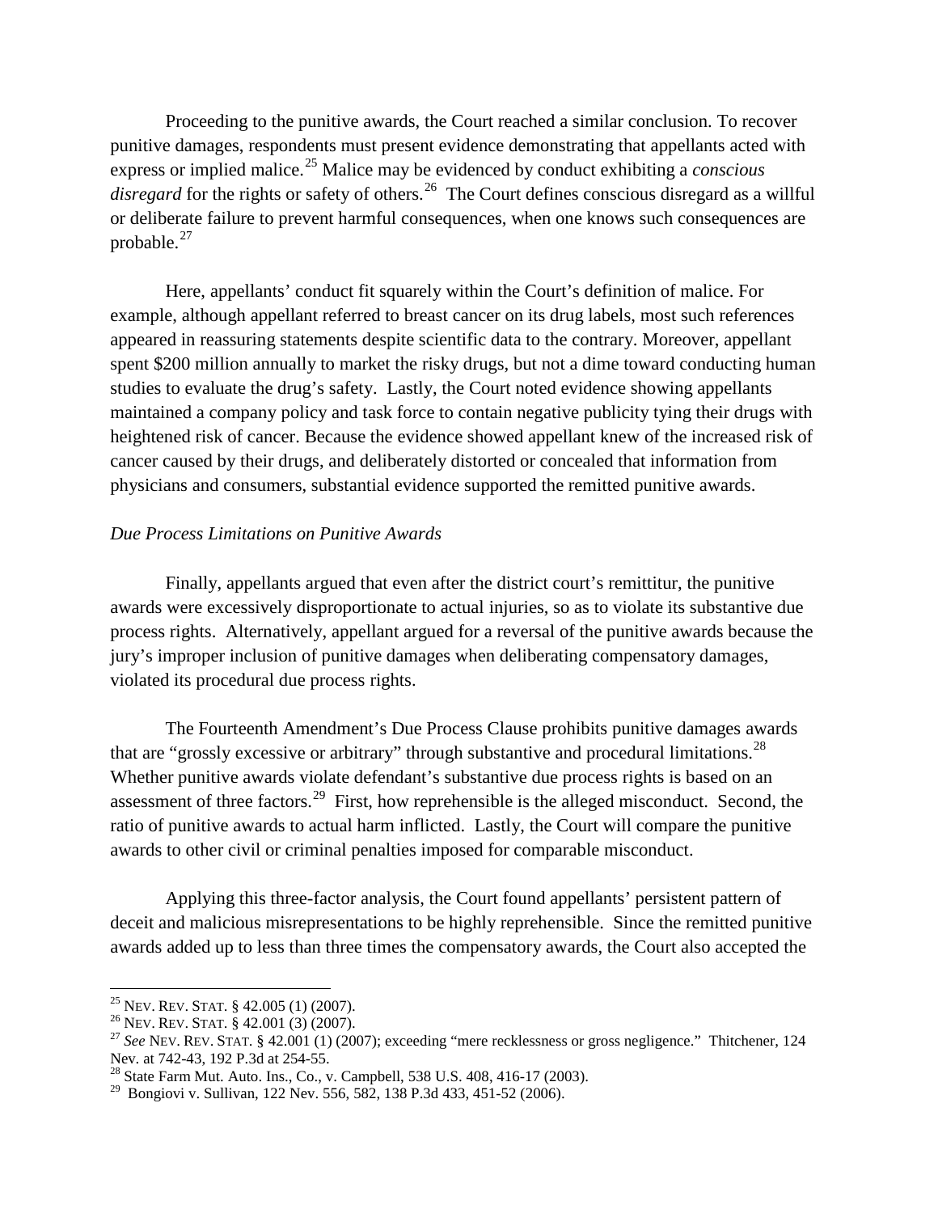Proceeding to the punitive awards, the Court reached a similar conclusion. To recover punitive damages, respondents must present evidence demonstrating that appellants acted with express or implied malice.[25] Malice may be evidenced by conduct exhibiting a *conscious disregard* for the rights or safety of others.[26] The Court defines conscious disregard as a willful or deliberate failure to prevent harmful consequences, when one knows such consequences are probable.[27]

Here, appellants' conduct fit squarely within the Court's definition of malice. For example, although appellant referred to breast cancer on its drug labels, most such references appeared in reassuring statements despite scientific data to the contrary. Moreover, appellant spent $200 million annually to market the risky drugs, but not a dime toward conducting human studies to evaluate the drug's safety. Lastly, the Court noted evidence showing appellants maintained a company policy and task force to contain negative publicity tying their drugs with heightened risk of cancer. Because the evidence showed appellant knew of the increased risk of cancer caused by their drugs, and deliberately distorted or concealed that information from physicians and consumers, substantial evidence supported the remitted punitive awards.

*Due Process Limitations on Punitive Awards*

Finally, appellants argued that even after the district court's remittitur, the punitive awards were excessively disproportionate to actual injuries, so as to violate its substantive due process rights. Alternatively, appellant argued for a reversal of the punitive awards because the jury's improper inclusion of punitive damages when deliberating compensatory damages, violated its procedural due process rights.

The Fourteenth Amendment's Due Process Clause prohibits punitive damages awards that are "grossly excessive or arbitrary" through substantive and procedural limitations.[28] Whether punitive awards violate defendant's substantive due process rights is based on an assessment of three factors.[29] First, how reprehensible is the alleged misconduct. Second, the ratio of punitive awards to actual harm inflicted. Lastly, the Court will compare the punitive awards to other civil or criminal penalties imposed for comparable misconduct.

Applying this three-factor analysis, the Court found appellants' persistent pattern of deceit and malicious misrepresentations to be highly reprehensible. Since the remitted punitive awards added up to less than three times the compensatory awards, the Court also accepted the

---

[25] NEV. REV. STAT. § 42.005 (1) (2007).

[26] NEV. REV. STAT. § 42.001 (3) (2007).

[27] *See* NEV. REV. STAT. § 42.001 (1) (2007); exceeding "mere recklessness or gross negligence." Thitchener, 124 Nev. at 742-43, 192 P.3d at 254-55.

[28] State Farm Mut. Auto. Ins., Co., v. Campbell, 538 U.S. 408, 416-17 (2003).

[29] Bongiovi v. Sullivan, 122 Nev. 556, 582, 138 P.3d 433, 451-52 (2006).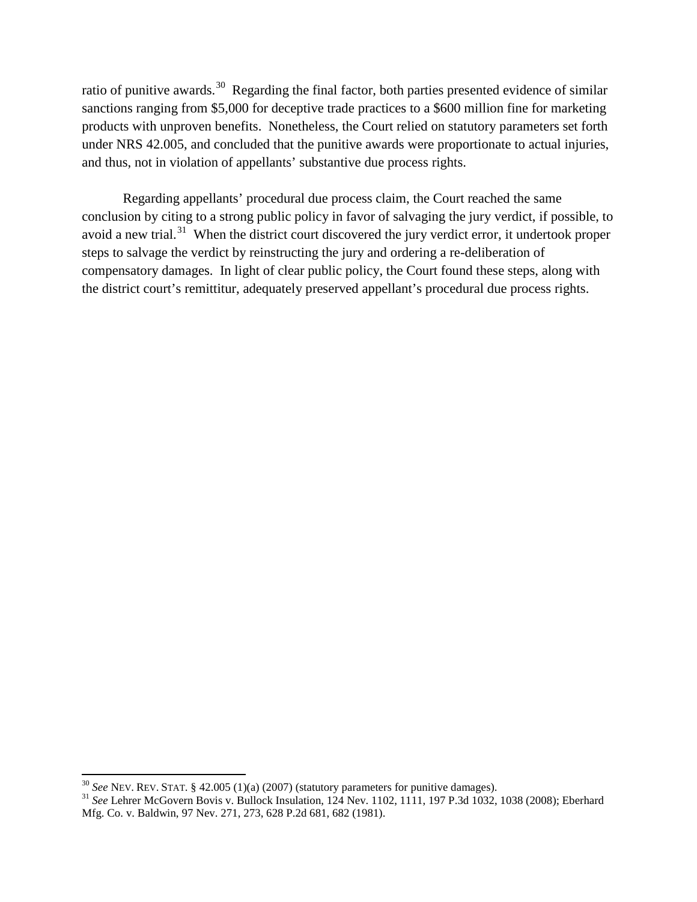ratio of punitive awards.[30] Regarding the final factor, both parties presented evidence of similar sanctions ranging from $5,000 for deceptive trade practices to a $600 million fine for marketing products with unproven benefits. Nonetheless, the Court relied on statutory parameters set forth under NRS 42.005, and concluded that the punitive awards were proportionate to actual injuries, and thus, not in violation of appellants' substantive due process rights.

Regarding appellants' procedural due process claim, the Court reached the same conclusion by citing to a strong public policy in favor of salvaging the jury verdict, if possible, to avoid a new trial.[31] When the district court discovered the jury verdict error, it undertook proper steps to salvage the verdict by reinstructing the jury and ordering a re-deliberation of compensatory damages. In light of clear public policy, the Court found these steps, along with the district court's remittitur, adequately preserved appellant's procedural due process rights.

---

[30] *See* NEV. REV. STAT. § 42.005 (1)(a) (2007) (statutory parameters for punitive damages).

[31] *See* Lehrer McGovern Bovis v. Bullock Insulation, 124 Nev. 1102, 1111, 197 P.3d 1032, 1038 (2008); Eberhard Mfg. Co. v. Baldwin, 97 Nev. 271, 273, 628 P.2d 681, 682 (1981).